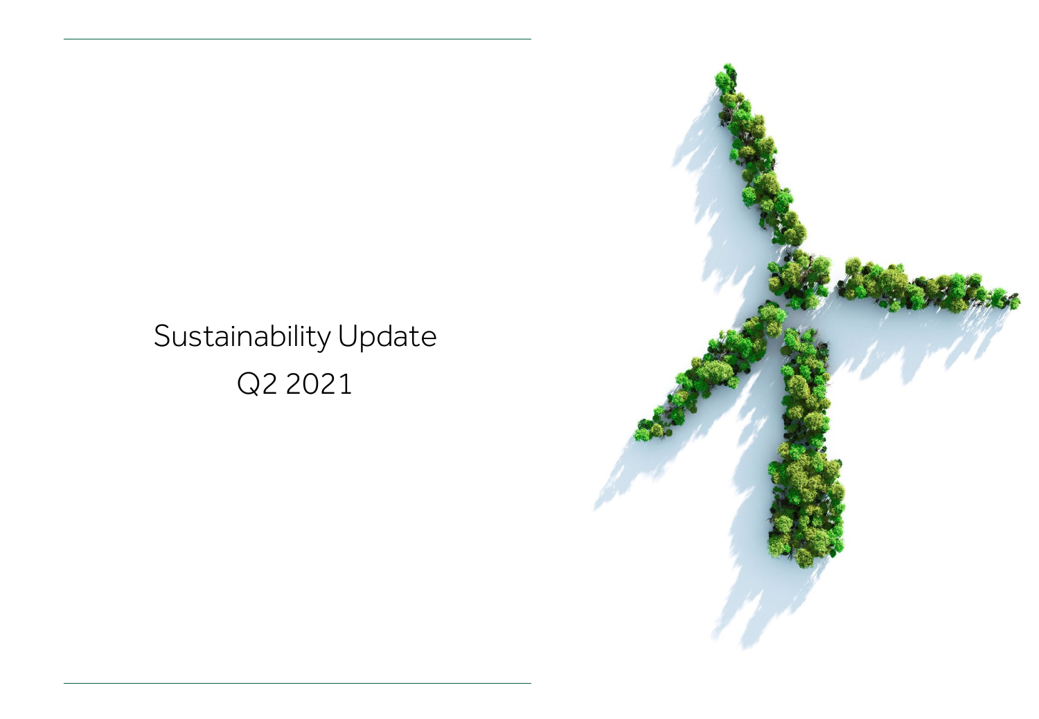# Sustainability Update

Q2 2021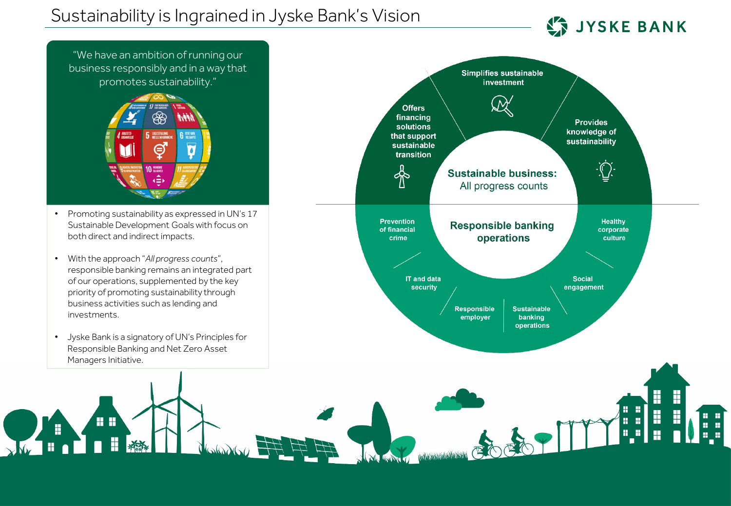# Sustainability is Ingrained in Jyske Bank's Vision

"We have an ambition of running our business responsibly and in a way that promotes sustainability."

- Promoting sustainability as expressed in UN's 17 Sustainable Development Goals with focus on both direct and indirect impacts.
- With the approach "*All progress counts*", responsible banking remains an integrated part of our operations, supplemented by the key priority of promoting sustainability through business activities such as lending and investments.
- Jyske Bank is a signatory of UN's Principles for Responsible Banking and Net Zero Asset Managers Initiative.

**Sustainable business:** All progress counts

- Offers financing solutions that support sustainable transition
- Simplifies sustainable investment
- Provides knowledge of sustainability

**Responsible banking operations**

- Prevention of financial crime
- IT and data security
- Responsible employer
- Sustainable banking operations
- Social engagement
- Healthy corporate culture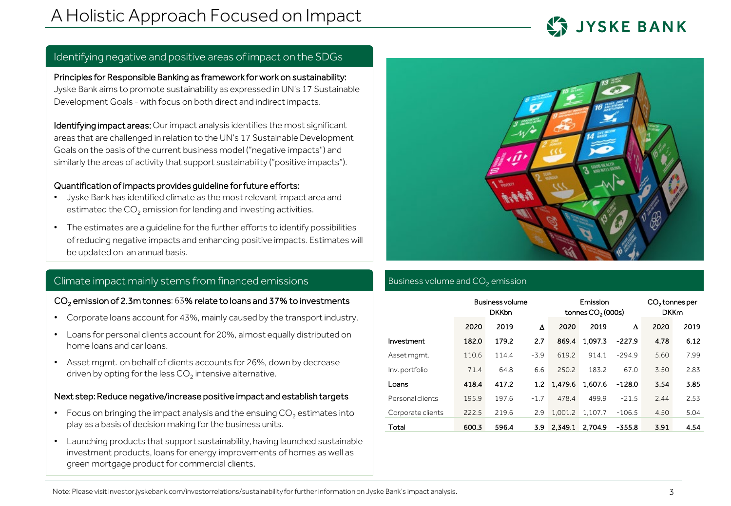# A Holistic Approach Focused on Impact

## Identifying negative and positive areas of impact on the SDGs

**Principles for Responsible Banking as framework for work on sustainability:** Jyske Bank aims to promote sustainability as expressed in UN's 17 Sustainable Development Goals - with focus on both direct and indirect impacts.

**Identifying impact areas:** Our impact analysis identifies the most significant areas that are challenged in relation to the UN's 17 Sustainable Development Goals on the basis of the current business model ("negative impacts") and similarly the areas of activity that support sustainability ("positive impacts").

**Quantification of impacts provides guideline for future efforts:**

- Jyske Bank has identified climate as the most relevant impact area and estimated the $CO_2$ emission for lending and investing activities.
- The estimates are a guideline for the further efforts to identify possibilities of reducing negative impacts and enhancing positive impacts. Estimates will be updated on an annual basis.

## Climate impact mainly stems from financed emissions

**$CO_2$ emission of 2.3m tonnes**: 63**% relate to loans and 37% to investments**

- Corporate loans account for 43%, mainly caused by the transport industry.
- Loans for personal clients account for 20%, almost equally distributed on home loans and car loans.
- Asset mgmt. on behalf of clients accounts for 26%, down by decrease driven by opting for the less $CO_2$ intensive alternative.

**Next step: Reduce negative/increase positive impact and establish targets**

- Focus on bringing the impact analysis and the ensuing $CO_2$ estimates into play as a basis of decision making for the business units.
- Launching products that support sustainability, having launched sustainable investment products, loans for energy improvements of homes as well as green mortgage product for commercial clients.

## Business volume and $CO_2$ emission

| | Business volume DKKbn | | | Emission tonnes $CO_2$ (000s) | | | $CO_2$ tonnes per DKKm | |
|---|---|---|---|---|---|---|---|---|
| | 2020 | 2019 | Δ | 2020 | 2019 | Δ | 2020 | 2019 |
| **Investment** | **182.0** | **179.2** | **2.7** | **869.4** | **1,097.3** | **-227.9** | **4.78** | **6.12** |
| Asset mgmt. | 110.6 | 114.4 | -3.9 | 619.2 | 914.1 | -294.9 | 5.60 | 7.99 |
| Inv. portfolio | 71.4 | 64.8 | 6.6 | 250.2 | 183.2 | 67.0 | 3.50 | 2.83 |
| **Loans** | **418.4** | **417.2** | **1.2** | **1,479.6** | **1,607.6** | **-128.0** | **3.54** | **3.85** |
| Personal clients | 195.9 | 197.6 | -1.7 | 478.4 | 499.9 | -21.5 | 2.44 | 2.53 |
| Corporate clients | 222.5 | 219.6 | 2.9 | 1,001.2 | 1,107.7 | -106.5 | 4.50 | 5.04 |
| **Total** | **600.3** | **596.4** | **3.9** | **2,349.1** | **2,704.9** | **-355.8** | **3.91** | **4.54** |

Note: Please visit investor.jyskebank.com/investorrelations/sustainability for further information on Jyske Bank's impact analysis.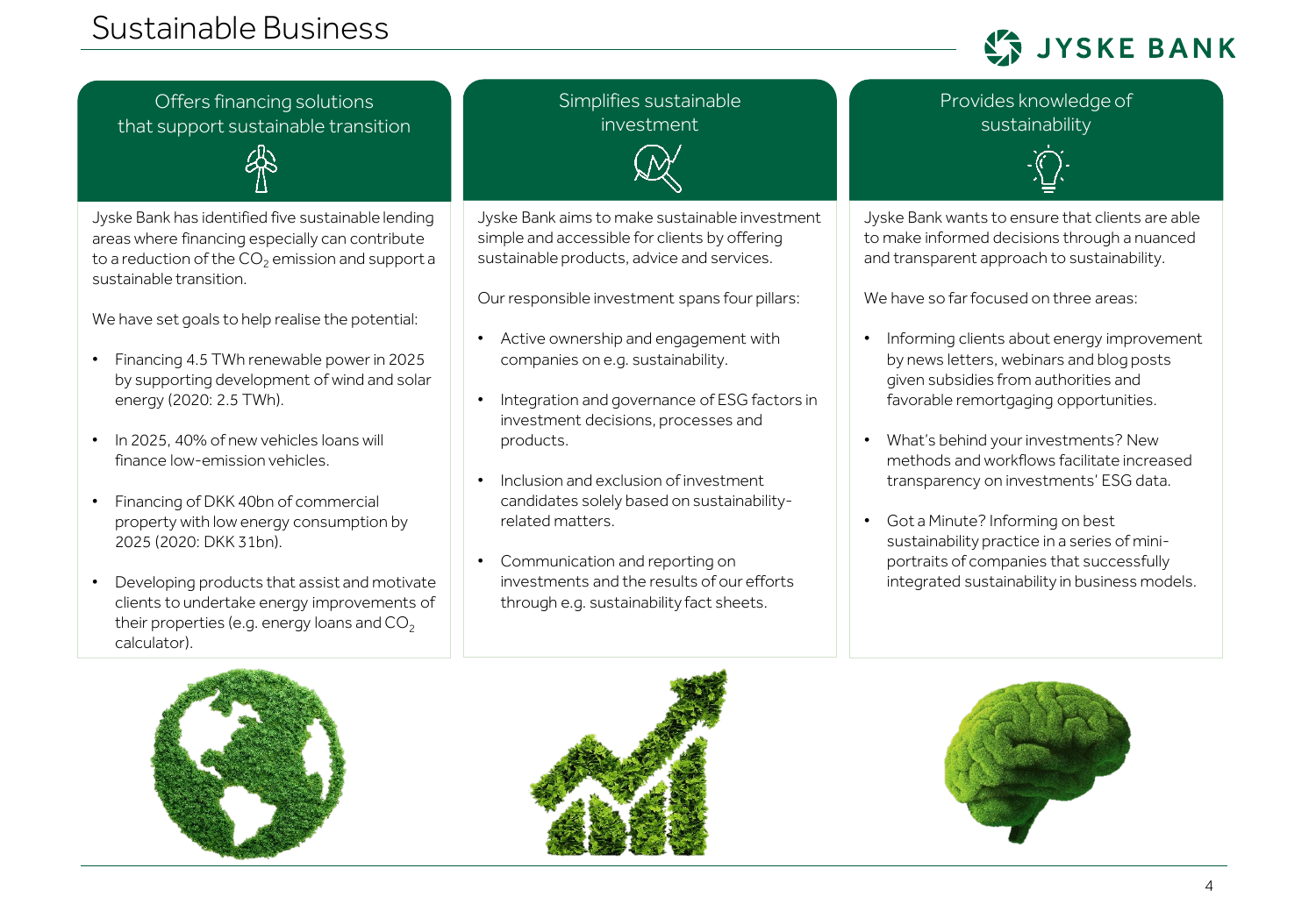# Sustainable Business

## Offers financing solutions that support sustainable transition

Jyske Bank has identified five sustainable lending areas where financing especially can contribute to a reduction of the $CO_2$ emission and support a sustainable transition.

We have set goals to help realise the potential:

- Financing 4.5 TWh renewable power in 2025 by supporting development of wind and solar energy (2020: 2.5 TWh).
- In 2025, 40% of new vehicles loans will finance low-emission vehicles.
- Financing of DKK 40bn of commercial property with low energy consumption by 2025 (2020: DKK 31bn).
- Developing products that assist and motivate clients to undertake energy improvements of their properties (e.g. energy loans and $CO_2$ calculator).

## Simplifies sustainable investment

Jyske Bank aims to make sustainable investment simple and accessible for clients by offering sustainable products, advice and services.

Our responsible investment spans four pillars:

- Active ownership and engagement with companies on e.g. sustainability.
- Integration and governance of ESG factors in investment decisions, processes and products.
- Inclusion and exclusion of investment candidates solely based on sustainability-related matters.
- Communication and reporting on investments and the results of our efforts through e.g. sustainability fact sheets.

## Provides knowledge of sustainability

Jyske Bank wants to ensure that clients are able to make informed decisions through a nuanced and transparent approach to sustainability.

We have so far focused on three areas:

- Informing clients about energy improvement by news letters, webinars and blog posts given subsidies from authorities and favorable remortgaging opportunities.
- What's behind your investments? New methods and workflows facilitate increased transparency on investments' ESG data.
- Got a Minute? Informing on best sustainability practice in a series of mini-portraits of companies that successfully integrated sustainability in business models.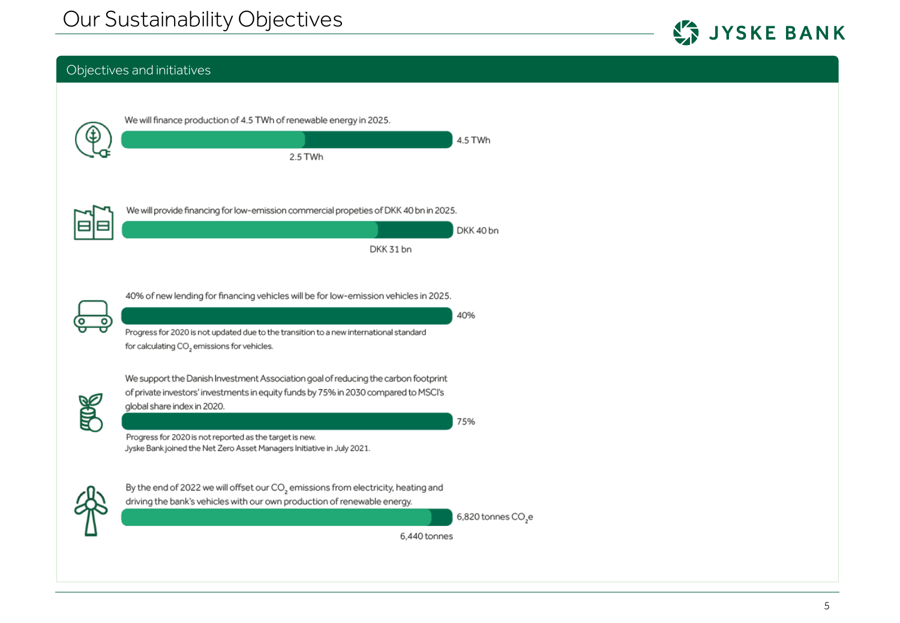# Our Sustainability Objectives

## Objectives and initiatives

We will finance production of 4.5 TWh of renewable energy in 2025.

4.5 TWh

2.5 TWh

We will provide financing for low-emission commercial propeties of DKK 40 bn in 2025.

DKK 40 bn

DKK 31 bn

40% of new lending for financing vehicles will be for low-emission vehicles in 2025.

40%

Progress for 2020 is not updated due to the transition to a new international standard for calculating $CO_2$ emissions for vehicles.

We support the Danish Investment Association goal of reducing the carbon footprint of private investors' investments in equity funds by 75% in 2030 compared to MSCI's global share index in 2020.

75%

Progress for 2020 is not reported as the target is new.
Jyske Bank joined the Net Zero Asset Managers Initiative in July 2021.

By the end of 2022 we will offset our $CO_2$ emissions from electricity, heating and driving the bank's vehicles with our own production of renewable energy.

6,820 tonnes $CO_2e$

6,440 tonnes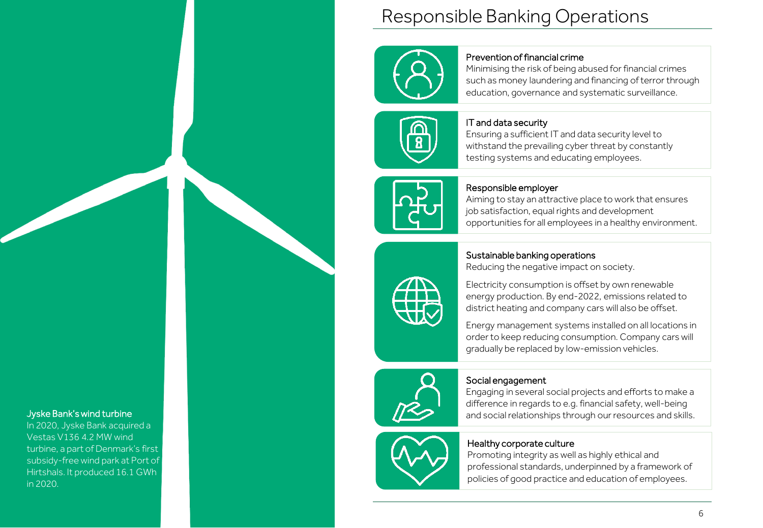## Jyske Bank's wind turbine

In 2020, Jyske Bank acquired a Vestas V136 4.2 MW wind turbine, a part of Denmark's first subsidy-free wind park at Port of Hirtshals. It produced 16.1 GWh in 2020.

# Responsible Banking Operations

### Prevention of financial crime

Minimising the risk of being abused for financial crimes such as money laundering and financing of terror through education, governance and systematic surveillance.

### IT and data security

Ensuring a sufficient IT and data security level to withstand the prevailing cyber threat by constantly testing systems and educating employees.

### Responsible employer

Aiming to stay an attractive place to work that ensures job satisfaction, equal rights and development opportunities for all employees in a healthy environment.

### Sustainable banking operations

Reducing the negative impact on society.

Electricity consumption is offset by own renewable energy production. By end-2022, emissions related to district heating and company cars will also be offset.

Energy management systems installed on all locations in order to keep reducing consumption. Company cars will gradually be replaced by low-emission vehicles.

### Social engagement

Engaging in several social projects and efforts to make a difference in regards to e.g. financial safety, well-being and social relationships through our resources and skills.

### Healthy corporate culture

Promoting integrity as well as highly ethical and professional standards, underpinned by a framework of policies of good practice and education of employees.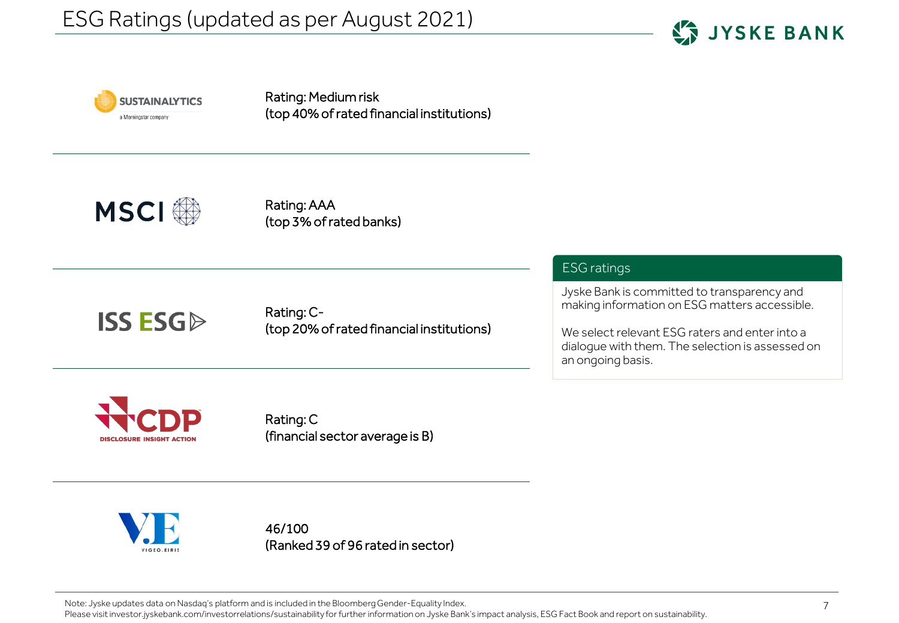# ESG Ratings (updated as per August 2021)

| Rater | Rating |
| --- | --- |
| Sustainalytics (a Morningstar company) | Rating: Medium risk (top 40% of rated financial institutions) |
| MSCI | Rating: AAA (top 3% of rated banks) |
| ISS ESG | Rating: C- (top 20% of rated financial institutions) |
| CDP (Disclosure Insight Action) | Rating: C (financial sector average is B) |
| Vigeo Eiris | 46/100 (Ranked 39 of 96 rated in sector) |

## ESG ratings

Jyske Bank is committed to transparency and making information on ESG matters accessible.

We select relevant ESG raters and enter into a dialogue with them. The selection is assessed on an ongoing basis.

Note: Jyske updates data on Nasdaq's platform and is included in the Bloomberg Gender-Equality Index.
Please visit investor.jyskebank.com/investorrelations/sustainability for further information on Jyske Bank's impact analysis, ESG Fact Book and report on sustainability.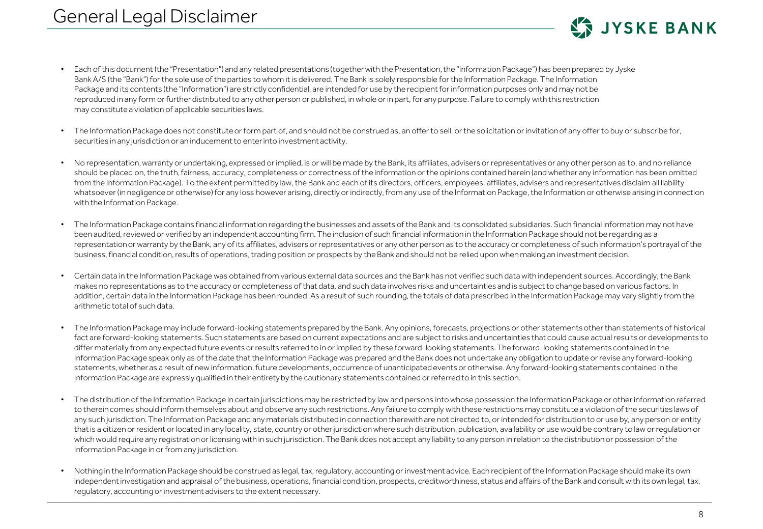# General Legal Disclaimer

- Each of this document (the "Presentation") and any related presentations (together with the Presentation, the "Information Package") has been prepared by Jyske Bank A/S (the "Bank") for the sole use of the parties to whom it is delivered. The Bank is solely responsible for the Information Package. The Information Package and its contents (the "Information") are strictly confidential, are intended for use by the recipient for information purposes only and may not be reproduced in any form or further distributed to any other person or published, in whole or in part, for any purpose. Failure to comply with this restriction may constitute a violation of applicable securities laws.

- The Information Package does not constitute or form part of, and should not be construed as, an offer to sell, or the solicitation or invitation of any offer to buy or subscribe for, securities in any jurisdiction or an inducement to enter into investment activity.

- No representation, warranty or undertaking, expressed or implied, is or will be made by the Bank, its affiliates, advisers or representatives or any other person as to, and no reliance should be placed on, the truth, fairness, accuracy, completeness or correctness of the information or the opinions contained herein (and whether any information has been omitted from the Information Package). To the extent permitted by law, the Bank and each of its directors, officers, employees, affiliates, advisers and representatives disclaim all liability whatsoever (in negligence or otherwise) for any loss however arising, directly or indirectly, from any use of the Information Package, the Information or otherwise arising in connection with the Information Package.

- The Information Package contains financial information regarding the businesses and assets of the Bank and its consolidated subsidiaries. Such financial information may not have been audited, reviewed or verified by an independent accounting firm. The inclusion of such financial information in the Information Package should not be regarding as a representation or warranty by the Bank, any of its affiliates, advisers or representatives or any other person as to the accuracy or completeness of such information's portrayal of the business, financial condition, results of operations, trading position or prospects by the Bank and should not be relied upon when making an investment decision.

- Certain data in the Information Package was obtained from various external data sources and the Bank has not verified such data with independent sources. Accordingly, the Bank makes no representations as to the accuracy or completeness of that data, and such data involves risks and uncertainties and is subject to change based on various factors. In addition, certain data in the Information Package has been rounded. As a result of such rounding, the totals of data prescribed in the Information Package may vary slightly from the arithmetic total of such data.

- The Information Package may include forward-looking statements prepared by the Bank. Any opinions, forecasts, projections or other statements other than statements of historical fact are forward-looking statements. Such statements are based on current expectations and are subject to risks and uncertainties that could cause actual results or developments to differ materially from any expected future events or results referred to in or implied by these forward-looking statements. The forward-looking statements contained in the Information Package speak only as of the date that the Information Package was prepared and the Bank does not undertake any obligation to update or revise any forward-looking statements, whether as a result of new information, future developments, occurrence of unanticipated events or otherwise. Any forward-looking statements contained in the Information Package are expressly qualified in their entirety by the cautionary statements contained or referred to in this section.

- The distribution of the Information Package in certain jurisdictions may be restricted by law and persons into whose possession the Information Package or other information referred to therein comes should inform themselves about and observe any such restrictions. Any failure to comply with these restrictions may constitute a violation of the securities laws of any such jurisdiction. The Information Package and any materials distributed in connection therewith are not directed to, or intended for distribution to or use by, any person or entity that is a citizen or resident or located in any locality, state, country or other jurisdiction where such distribution, publication, availability or use would be contrary to law or regulation or which would require any registration or licensing with in such jurisdiction. The Bank does not accept any liability to any person in relation to the distribution or possession of the Information Package in or from any jurisdiction.

- Nothing in the Information Package should be construed as legal, tax, regulatory, accounting or investment advice. Each recipient of the Information Package should make its own independent investigation and appraisal of the business, operations, financial condition, prospects, creditworthiness, status and affairs of the Bank and consult with its own legal, tax, regulatory, accounting or investment advisers to the extent necessary.